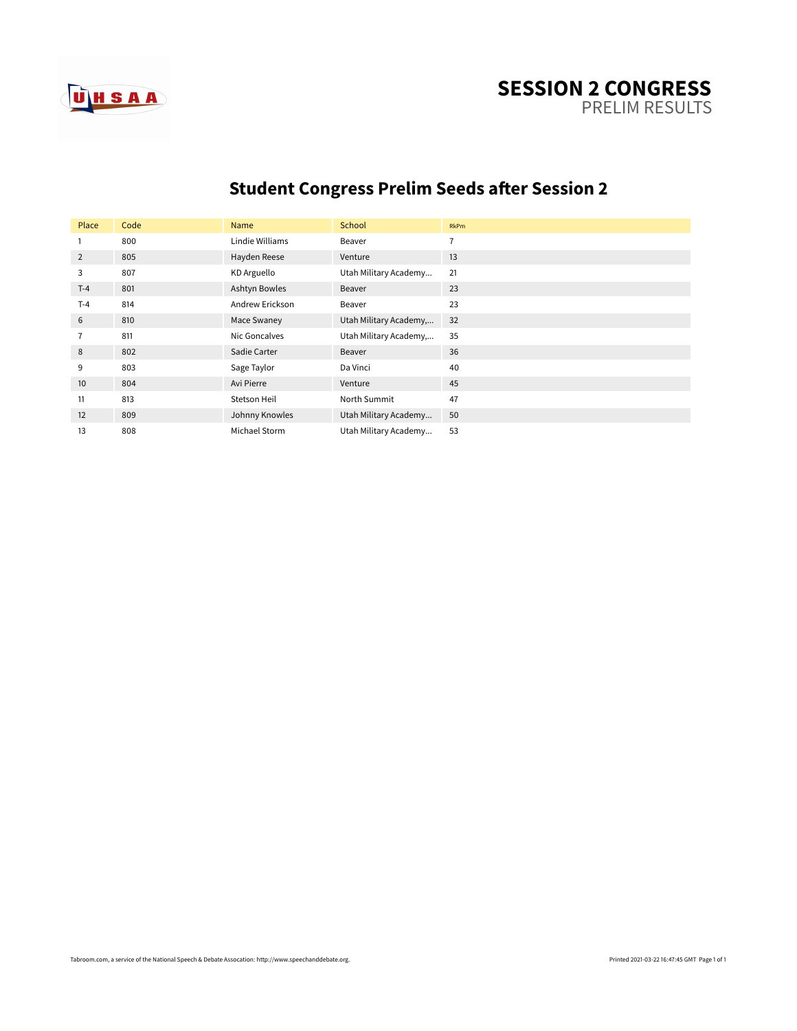# SESSION 2 CONGRESS

PRELIM RESULTS

## Student Congress Prelim Seeds after Session 2

| Place | Code | Name | School | RkPm |
|---|---|---|---|---|
| 1 | 800 | Lindie Williams | Beaver | 7 |
| 2 | 805 | Hayden Reese | Venture | 13 |
| 3 | 807 | KD Arguello | Utah Military Academy... | 21 |
| T-4 | 801 | Ashtyn Bowles | Beaver | 23 |
| T-4 | 814 | Andrew Erickson | Beaver | 23 |
| 6 | 810 | Mace Swaney | Utah Military Academy,... | 32 |
| 7 | 811 | Nic Goncalves | Utah Military Academy,... | 35 |
| 8 | 802 | Sadie Carter | Beaver | 36 |
| 9 | 803 | Sage Taylor | Da Vinci | 40 |
| 10 | 804 | Avi Pierre | Venture | 45 |
| 11 | 813 | Stetson Heil | North Summit | 47 |
| 12 | 809 | Johnny Knowles | Utah Military Academy... | 50 |
| 13 | 808 | Michael Storm | Utah Military Academy... | 53 |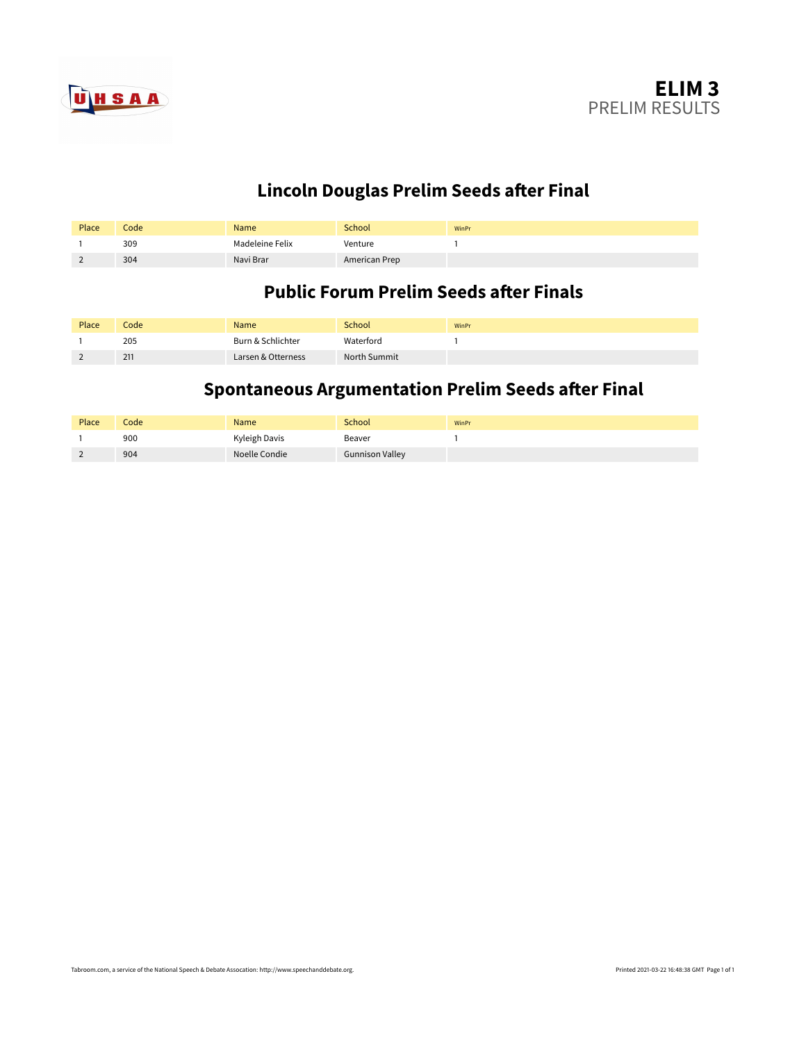# ELIM 3

PRELIM RESULTS

## Lincoln Douglas Prelim Seeds after Final

| Place | Code | Name | School | WinPr |
|---|---|---|---|---|
| 1 | 309 | Madeleine Felix | Venture | 1 |
| 2 | 304 | Navi Brar | American Prep | |

## Public Forum Prelim Seeds after Finals

| Place | Code | Name | School | WinPr |
|---|---|---|---|---|
| 1 | 205 | Burn & Schlichter | Waterford | 1 |
| 2 | 211 | Larsen & Otterness | North Summit | |

## Spontaneous Argumentation Prelim Seeds after Final

| Place | Code | Name | School | WinPr |
|---|---|---|---|---|
| 1 | 900 | Kyleigh Davis | Beaver | 1 |
| 2 | 904 | Noelle Condie | Gunnison Valley | |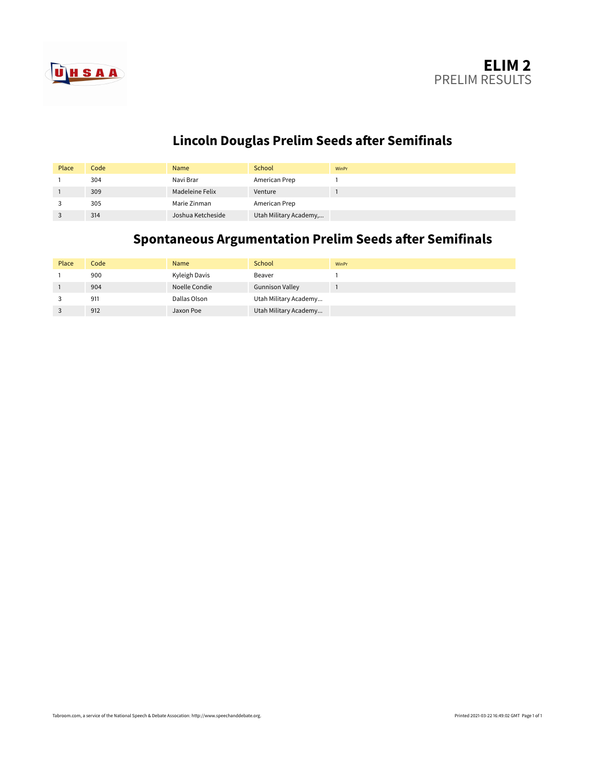# ELIM 2
PRELIM RESULTS

## Lincoln Douglas Prelim Seeds after Semifinals

| Place | Code | Name | School | WinPr |
|---|---|---|---|---|
| 1 | 304 | Navi Brar | American Prep | 1 |
| 1 | 309 | Madeleine Felix | Venture | 1 |
| 3 | 305 | Marie Zinman | American Prep | |
| 3 | 314 | Joshua Ketcheside | Utah Military Academy,... | |

## Spontaneous Argumentation Prelim Seeds after Semifinals

| Place | Code | Name | School | WinPr |
|---|---|---|---|---|
| 1 | 900 | Kyleigh Davis | Beaver | 1 |
| 1 | 904 | Noelle Condie | Gunnison Valley | 1 |
| 3 | 911 | Dallas Olson | Utah Military Academy... | |
| 3 | 912 | Jaxon Poe | Utah Military Academy... | |

Tabroom.com, a service of the National Speech & Debate Assocation: http://www.speechanddebate.org.

Printed 2021-03-22 16:49:02 GMT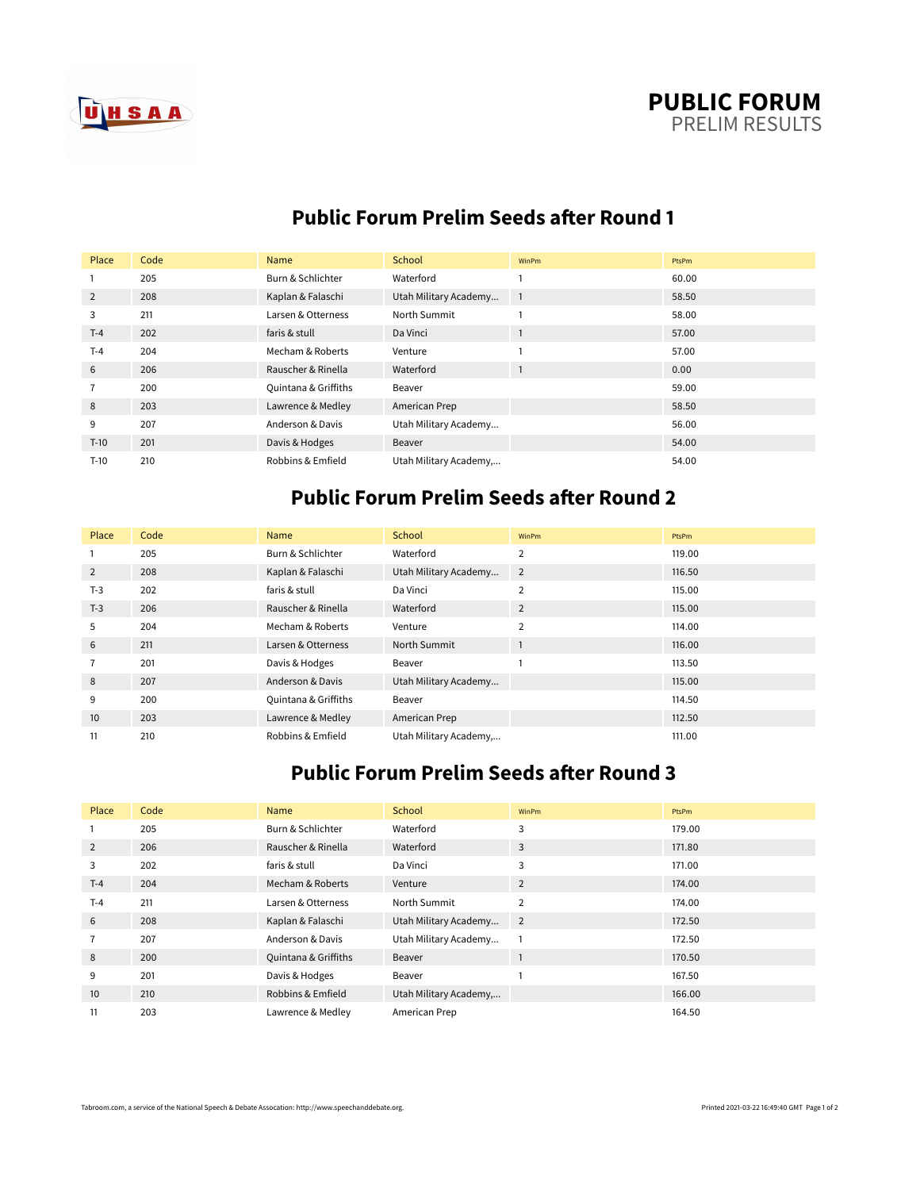# PUBLIC FORUM
PRELIM RESULTS

## Public Forum Prelim Seeds after Round 1

| Place | Code | Name | School | WinPm | PtsPm |
|---|---|---|---|---|---|
| 1 | 205 | Burn & Schlichter | Waterford | 1 | 60.00 |
| 2 | 208 | Kaplan & Falaschi | Utah Military Academy... | 1 | 58.50 |
| 3 | 211 | Larsen & Otterness | North Summit | 1 | 58.00 |
| T-4 | 202 | faris & stull | Da Vinci | 1 | 57.00 |
| T-4 | 204 | Mecham & Roberts | Venture | 1 | 57.00 |
| 6 | 206 | Rauscher & Rinella | Waterford | 1 | 0.00 |
| 7 | 200 | Quintana & Griffiths | Beaver | | 59.00 |
| 8 | 203 | Lawrence & Medley | American Prep | | 58.50 |
| 9 | 207 | Anderson & Davis | Utah Military Academy... | | 56.00 |
| T-10 | 201 | Davis & Hodges | Beaver | | 54.00 |
| T-10 | 210 | Robbins & Emfield | Utah Military Academy,... | | 54.00 |

## Public Forum Prelim Seeds after Round 2

| Place | Code | Name | School | WinPm | PtsPm |
|---|---|---|---|---|---|
| 1 | 205 | Burn & Schlichter | Waterford | 2 | 119.00 |
| 2 | 208 | Kaplan & Falaschi | Utah Military Academy... | 2 | 116.50 |
| T-3 | 202 | faris & stull | Da Vinci | 2 | 115.00 |
| T-3 | 206 | Rauscher & Rinella | Waterford | 2 | 115.00 |
| 5 | 204 | Mecham & Roberts | Venture | 2 | 114.00 |
| 6 | 211 | Larsen & Otterness | North Summit | 1 | 116.00 |
| 7 | 201 | Davis & Hodges | Beaver | 1 | 113.50 |
| 8 | 207 | Anderson & Davis | Utah Military Academy... | | 115.00 |
| 9 | 200 | Quintana & Griffiths | Beaver | | 114.50 |
| 10 | 203 | Lawrence & Medley | American Prep | | 112.50 |
| 11 | 210 | Robbins & Emfield | Utah Military Academy,... | | 111.00 |

## Public Forum Prelim Seeds after Round 3

| Place | Code | Name | School | WinPm | PtsPm |
|---|---|---|---|---|---|
| 1 | 205 | Burn & Schlichter | Waterford | 3 | 179.00 |
| 2 | 206 | Rauscher & Rinella | Waterford | 3 | 171.80 |
| 3 | 202 | faris & stull | Da Vinci | 3 | 171.00 |
| T-4 | 204 | Mecham & Roberts | Venture | 2 | 174.00 |
| T-4 | 211 | Larsen & Otterness | North Summit | 2 | 174.00 |
| 6 | 208 | Kaplan & Falaschi | Utah Military Academy... | 2 | 172.50 |
| 7 | 207 | Anderson & Davis | Utah Military Academy... | 1 | 172.50 |
| 8 | 200 | Quintana & Griffiths | Beaver | 1 | 170.50 |
| 9 | 201 | Davis & Hodges | Beaver | 1 | 167.50 |
| 10 | 210 | Robbins & Emfield | Utah Military Academy,... | | 166.00 |
| 11 | 203 | Lawrence & Medley | American Prep | | 164.50 |

Tabroom.com, a service of the National Speech & Debate Assocation: http://www.speechanddebate.org.

Printed 2021-03-22 16:49:40 GMT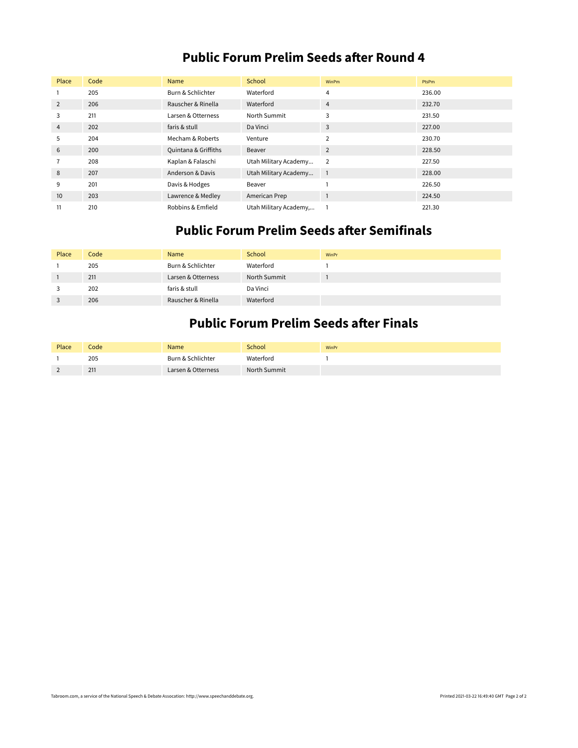## Public Forum Prelim Seeds after Round 4

| Place | Code | Name | School | WinPm | PtsPm |
|---|---|---|---|---|---|
| 1 | 205 | Burn & Schlichter | Waterford | 4 | 236.00 |
| 2 | 206 | Rauscher & Rinella | Waterford | 4 | 232.70 |
| 3 | 211 | Larsen & Otterness | North Summit | 3 | 231.50 |
| 4 | 202 | faris & stull | Da Vinci | 3 | 227.00 |
| 5 | 204 | Mecham & Roberts | Venture | 2 | 230.70 |
| 6 | 200 | Quintana & Griffiths | Beaver | 2 | 228.50 |
| 7 | 208 | Kaplan & Falaschi | Utah Military Academy... | 2 | 227.50 |
| 8 | 207 | Anderson & Davis | Utah Military Academy... | 1 | 228.00 |
| 9 | 201 | Davis & Hodges | Beaver | 1 | 226.50 |
| 10 | 203 | Lawrence & Medley | American Prep | 1 | 224.50 |
| 11 | 210 | Robbins & Emfield | Utah Military Academy,... | 1 | 221.30 |

## Public Forum Prelim Seeds after Semifinals

| Place | Code | Name | School | WinPr |
|---|---|---|---|---|
| 1 | 205 | Burn & Schlichter | Waterford | 1 |
| 1 | 211 | Larsen & Otterness | North Summit | 1 |
| 3 | 202 | faris & stull | Da Vinci | |
| 3 | 206 | Rauscher & Rinella | Waterford | |

## Public Forum Prelim Seeds after Finals

| Place | Code | Name | School | WinPr |
|---|---|---|---|---|
| 1 | 205 | Burn & Schlichter | Waterford | 1 |
| 2 | 211 | Larsen & Otterness | North Summit | |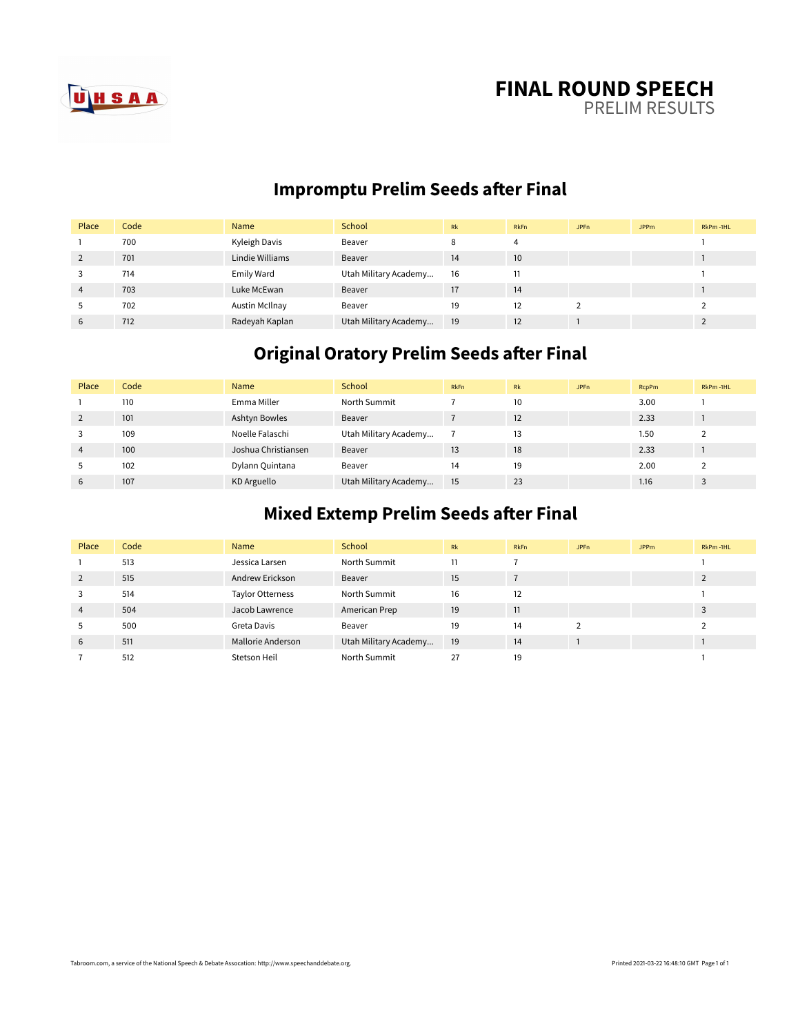# FINAL ROUND SPEECH
PRELIM RESULTS

## Impromptu Prelim Seeds after Final

| Place | Code | Name | School | Rk | RkFn | JPFn | JPPm | RkPm -1HL |
|---|---|---|---|---|---|---|---|---|
| 1 | 700 | Kyleigh Davis | Beaver | 8 | 4 | | | 1 |
| 2 | 701 | Lindie Williams | Beaver | 14 | 10 | | | 1 |
| 3 | 714 | Emily Ward | Utah Military Academy... | 16 | 11 | | | 1 |
| 4 | 703 | Luke McEwan | Beaver | 17 | 14 | | | 1 |
| 5 | 702 | Austin McIlnay | Beaver | 19 | 12 | 2 | | 2 |
| 6 | 712 | Radeyah Kaplan | Utah Military Academy... | 19 | 12 | 1 | | 2 |

## Original Oratory Prelim Seeds after Final

| Place | Code | Name | School | RkFn | Rk | JPFn | RcpPm | RkPm -1HL |
|---|---|---|---|---|---|---|---|---|
| 1 | 110 | Emma Miller | North Summit | 7 | 10 | | 3.00 | 1 |
| 2 | 101 | Ashtyn Bowles | Beaver | 7 | 12 | | 2.33 | 1 |
| 3 | 109 | Noelle Falaschi | Utah Military Academy... | 7 | 13 | | 1.50 | 2 |
| 4 | 100 | Joshua Christiansen | Beaver | 13 | 18 | | 2.33 | 1 |
| 5 | 102 | Dylann Quintana | Beaver | 14 | 19 | | 2.00 | 2 |
| 6 | 107 | KD Arguello | Utah Military Academy... | 15 | 23 | | 1.16 | 3 |

## Mixed Extemp Prelim Seeds after Final

| Place | Code | Name | School | Rk | RkFn | JPFn | JPPm | RkPm -1HL |
|---|---|---|---|---|---|---|---|---|
| 1 | 513 | Jessica Larsen | North Summit | 11 | 7 | | | 1 |
| 2 | 515 | Andrew Erickson | Beaver | 15 | 7 | | | 2 |
| 3 | 514 | Taylor Otterness | North Summit | 16 | 12 | | | 1 |
| 4 | 504 | Jacob Lawrence | American Prep | 19 | 11 | | | 3 |
| 5 | 500 | Greta Davis | Beaver | 19 | 14 | 2 | | 2 |
| 6 | 511 | Mallorie Anderson | Utah Military Academy... | 19 | 14 | 1 | | 1 |
| 7 | 512 | Stetson Heil | North Summit | 27 | 19 | | | 1 |

Tabroom.com, a service of the National Speech & Debate Assocation: http://www.speechanddebate.org.

Printed 2021-03-22 16:48:10 GMT